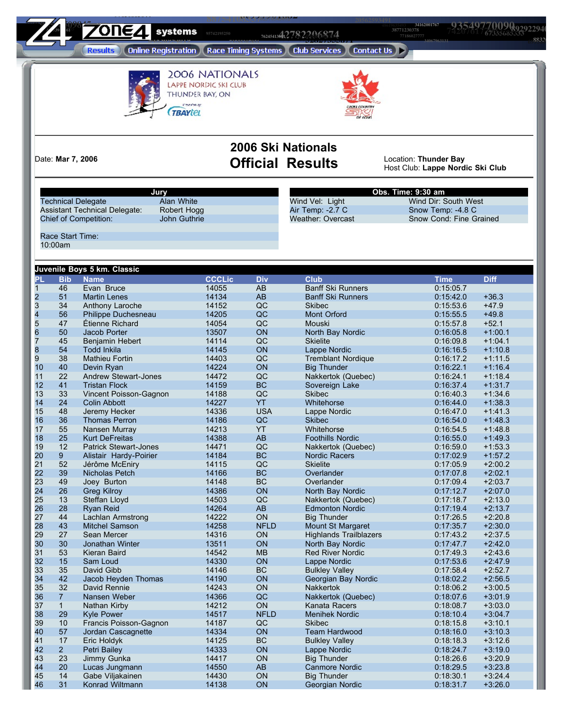Results | Online Registration | Race Timing Systems | Club Services | Contact Us

2006 NATIONALS
LAPPE NORDIC SKI CLUB
THUNDER BAY, ON

# 2006 Ski Nationals
# Official Results

Date: **Mar 7, 2006**

Location: **Thunder Bay**
Host Club: **Lappe Nordic Ski Club**

| Jury | |
|---|---|
| Technical Delegate | Alan White |
| Assistant Technical Delegate: | Robert Hogg |
| Chief of Competition: | John Guthrie |

Race Start Time:
10:00am

| Obs. Time: 9:30 am | |
|---|---|
| Wind Vel: Light | Wind Dir: South West |
| Air Temp: -2.7 C | Snow Temp: -4.8 C |
| Weather: Overcast | Snow Cond: Fine Grained |

## Juvenile Boys 5 km. Classic

| PL | Bib | Name | CCCLic | Div | Club | Time | Diff |
|---|---|---|---|---|---|---|---|
| 1 | 46 | Evan Bruce | 14055 | AB | Banff Ski Runners | 0:15:05.7 | |
| 2 | 51 | Martin Lenes | 14134 | AB | Banff Ski Runners | 0:15:42.0 | +36.3 |
| 3 | 34 | Anthony Laroche | 14152 | QC | Skibec | 0:15:53.6 | +47.9 |
| 4 | 56 | Philippe Duchesneau | 14205 | QC | Mont Orford | 0:15:55.5 | +49.8 |
| 5 | 47 | Étienne Richard | 14054 | QC | Mouski | 0:15:57.8 | +52.1 |
| 6 | 50 | Jacob Porter | 13507 | ON | North Bay Nordic | 0:16:05.8 | +1:00.1 |
| 7 | 45 | Benjamin Hebert | 14114 | QC | Skielite | 0:16:09.8 | +1:04.1 |
| 8 | 54 | Todd Inkila | 14145 | ON | Lappe Nordic | 0:16:16.5 | +1:10.8 |
| 9 | 38 | Mathieu Fortin | 14403 | QC | Tremblant Nordique | 0:16:17.2 | +1:11.5 |
| 10 | 40 | Devin Ryan | 14224 | ON | Big Thunder | 0:16:22.1 | +1:16.4 |
| 11 | 22 | Andrew Stewart-Jones | 14472 | QC | Nakkertok (Quebec) | 0:16:24.1 | +1:18.4 |
| 12 | 41 | Tristan Flock | 14159 | BC | Sovereign Lake | 0:16:37.4 | +1:31.7 |
| 13 | 33 | Vincent Poisson-Gagnon | 14188 | QC | Skibec | 0:16:40.3 | +1:34.6 |
| 14 | 24 | Colin Abbott | 14227 | YT | Whitehorse | 0:16:44.0 | +1:38.3 |
| 15 | 48 | Jeremy Hecker | 14336 | USA | Lappe Nordic | 0:16:47.0 | +1:41.3 |
| 16 | 36 | Thomas Perron | 14186 | QC | Skibec | 0:16:54.0 | +1:48.3 |
| 17 | 55 | Nansen Murray | 14213 | YT | Whitehorse | 0:16:54.5 | +1:48.8 |
| 18 | 25 | Kurt DeFreitas | 14388 | AB | Foothills Nordic | 0:16:55.0 | +1:49.3 |
| 19 | 12 | Patrick Stewart-Jones | 14471 | QC | Nakkertok (Quebec) | 0:16:59.0 | +1:53.3 |
| 20 | 9 | Alistair Hardy-Poirier | 14184 | BC | Nordic Racers | 0:17:02.9 | +1:57.2 |
| 21 | 52 | Jérôme McEniry | 14115 | QC | Skielite | 0:17:05.9 | +2:00.2 |
| 22 | 39 | Nicholas Petch | 14166 | BC | Overlander | 0:17:07.8 | +2:02.1 |
| 23 | 49 | Joey Burton | 14148 | BC | Overlander | 0:17:09.4 | +2:03.7 |
| 24 | 26 | Greg Kilroy | 14386 | ON | North Bay Nordic | 0:17:12.7 | +2:07.0 |
| 25 | 13 | Steffan Lloyd | 14503 | QC | Nakkertok (Quebec) | 0:17:18.7 | +2:13.0 |
| 26 | 28 | Ryan Reid | 14264 | AB | Edmonton Nordic | 0:17:19.4 | +2:13.7 |
| 27 | 44 | Lachlan Armstrong | 14222 | ON | Big Thunder | 0:17:26.5 | +2:20.8 |
| 28 | 43 | Mitchel Samson | 14258 | NFLD | Mount St Margaret | 0:17:35.7 | +2:30.0 |
| 29 | 27 | Sean Mercer | 14316 | ON | Highlands Trailblazers | 0:17:43.2 | +2:37.5 |
| 30 | 30 | Jonathan Winter | 13511 | ON | North Bay Nordic | 0:17:47.7 | +2:42.0 |
| 31 | 53 | Kieran Baird | 14542 | MB | Red River Nordic | 0:17:49.3 | +2:43.6 |
| 32 | 15 | Sam Loud | 14330 | ON | Lappe Nordic | 0:17:53.6 | +2:47.9 |
| 33 | 35 | David Gibb | 14146 | BC | Bulkley Valley | 0:17:58.4 | +2:52.7 |
| 34 | 42 | Jacob Heyden Thomas | 14190 | ON | Georgian Bay Nordic | 0:18:02.2 | +2:56.5 |
| 35 | 32 | David Rennie | 14243 | ON | Nakkertok | 0:18:06.2 | +3:00.5 |
| 36 | 7 | Nansen Weber | 14366 | QC | Nakkertok (Quebec) | 0:18:07.6 | +3:01.9 |
| 37 | 1 | Nathan Kirby | 14212 | ON | Kanata Racers | 0:18:08.7 | +3:03.0 |
| 38 | 29 | Kyle Power | 14517 | NFLD | Menihek Nordic | 0:18:10.4 | +3:04.7 |
| 39 | 10 | Francis Poisson-Gagnon | 14187 | QC | Skibec | 0:18:15.8 | +3:10.1 |
| 40 | 57 | Jordan Cascagnette | 14334 | ON | Team Hardwood | 0:18:16.0 | +3:10.3 |
| 41 | 17 | Eric Holdyk | 14125 | BC | Bulkley Valley | 0:18:18.3 | +3:12.6 |
| 42 | 2 | Petri Bailey | 14333 | ON | Lappe Nordic | 0:18:24.7 | +3:19.0 |
| 43 | 23 | Jimmy Gunka | 14417 | ON | Big Thunder | 0:18:26.6 | +3:20.9 |
| 44 | 20 | Lucas Jungmann | 14550 | AB | Canmore Nordic | 0:18:29.5 | +3:23.8 |
| 45 | 14 | Gabe Viljakainen | 14430 | ON | Big Thunder | 0:18:30.1 | +3:24.4 |
| 46 | 31 | Konrad Wiltmann | 14138 | ON | Georgian Nordic | 0:18:31.7 | +3:26.0 |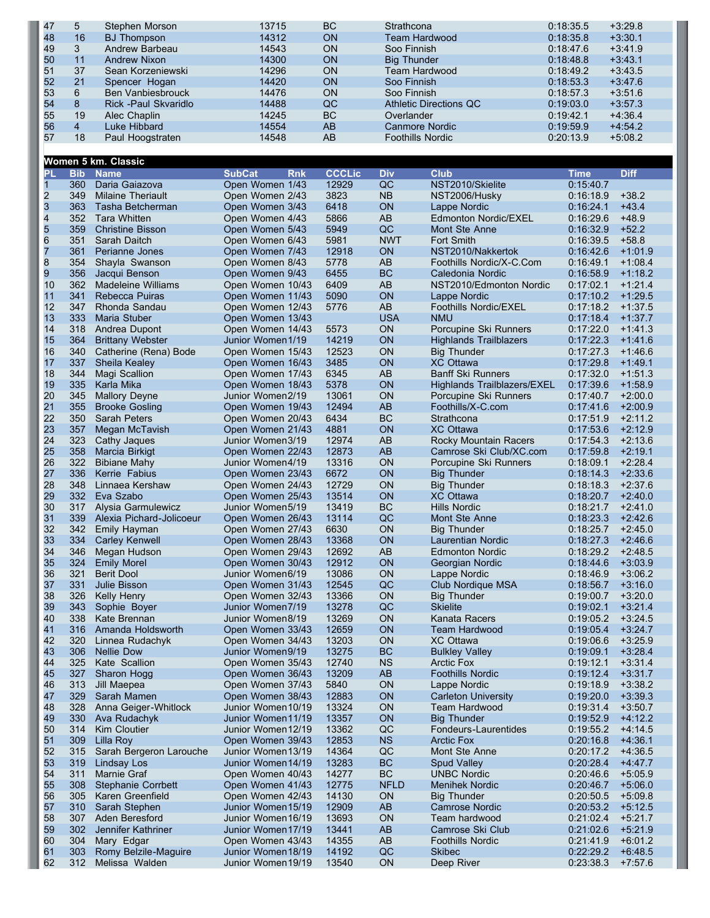| | | | | | | | |
|---|---|---|---|---|---|---|---|
| 47 | 5 | Stephen Morson | 13715 | BC | Strathcona | 0:18:35.5 | +3:29.8 |
| 48 | 16 | BJ Thompson | 14312 | ON | Team Hardwood | 0:18:35.8 | +3:30.1 |
| 49 | 3 | Andrew Barbeau | 14543 | ON | Soo Finnish | 0:18:47.6 | +3:41.9 |
| 50 | 11 | Andrew Nixon | 14300 | ON | Big Thunder | 0:18:48.8 | +3:43.1 |
| 51 | 37 | Sean Korzeniewski | 14296 | ON | Team Hardwood | 0:18:49.2 | +3:43.5 |
| 52 | 21 | Spencer Hogan | 14420 | ON | Soo Finnish | 0:18:53.3 | +3:47.6 |
| 53 | 6 | Ben Vanbiesbrouck | 14476 | ON | Soo Finnish | 0:18:57.3 | +3:51.6 |
| 54 | 8 | Rick -Paul Skvaridlo | 14488 | QC | Athletic Directions QC | 0:19:03.0 | +3:57.3 |
| 55 | 19 | Alec Chaplin | 14245 | BC | Overlander | 0:19:42.1 | +4:36.4 |
| 56 | 4 | Luke Hibbard | 14554 | AB | Canmore Nordic | 0:19:59.9 | +4:54.2 |
| 57 | 18 | Paul Hoogstraten | 14548 | AB | Foothills Nordic | 0:20:13.9 | +5:08.2 |

## Women 5 km. Classic

| PL | Bib | Name | SubCat | Rnk | CCCLic | Div | Club | Time | Diff |
|---|---|---|---|---|---|---|---|---|---|
| 1 | 360 | Daria Gaiazova | Open Women | 1/43 | 12929 | QC | NST2010/Skielite | 0:15:40.7 | |
| 2 | 349 | Milaine Theriault | Open Women | 2/43 | 3823 | NB | NST2006/Husky | 0:16:18.9 | +38.2 |
| 3 | 363 | Tasha Betcherman | Open Women | 3/43 | 6418 | ON | Lappe Nordic | 0:16:24.1 | +43.4 |
| 4 | 352 | Tara Whitten | Open Women | 4/43 | 5866 | AB | Edmonton Nordic/EXEL | 0:16:29.6 | +48.9 |
| 5 | 359 | Christine Bisson | Open Women | 5/43 | 5949 | QC | Mont Ste Anne | 0:16:32.9 | +52.2 |
| 6 | 351 | Sarah Daitch | Open Women | 6/43 | 5981 | NWT | Fort Smith | 0:16:39.5 | +58.8 |
| 7 | 361 | Perianne Jones | Open Women | 7/43 | 12918 | ON | NST2010/Nakkertok | 0:16:42.6 | +1:01.9 |
| 8 | 354 | Shayla Swanson | Open Women | 8/43 | 5778 | AB | Foothills Nordic/X-C.Com | 0:16:49.1 | +1:08.4 |
| 9 | 356 | Jacqui Benson | Open Women | 9/43 | 6455 | BC | Caledonia Nordic | 0:16:58.9 | +1:18.2 |
| 10 | 362 | Madeleine Williams | Open Women | 10/43 | 6409 | AB | NST2010/Edmonton Nordic | 0:17:02.1 | +1:21.4 |
| 11 | 341 | Rebecca Puiras | Open Women | 11/43 | 5090 | ON | Lappe Nordic | 0:17:10.2 | +1:29.5 |
| 12 | 347 | Rhonda Sandau | Open Women | 12/43 | 5776 | AB | Foothills Nordic/EXEL | 0:17:18.2 | +1:37.5 |
| 13 | 333 | Maria Stuber | Open Women | 13/43 | | USA | NMU | 0:17:18.4 | +1:37.7 |
| 14 | 318 | Andrea Dupont | Open Women | 14/43 | 5573 | ON | Porcupine Ski Runners | 0:17:22.0 | +1:41.3 |
| 15 | 364 | Brittany Webster | Junior Women | 1/19 | 14219 | ON | Highlands Trailblazers | 0:17:22.3 | +1:41.6 |
| 16 | 340 | Catherine (Rena) Bode | Open Women | 15/43 | 12523 | ON | Big Thunder | 0:17:27.3 | +1:46.6 |
| 17 | 337 | Sheila Kealey | Open Women | 16/43 | 3485 | ON | XC Ottawa | 0:17:29.8 | +1:49.1 |
| 18 | 344 | Magi Scallion | Open Women | 17/43 | 6345 | AB | Banff Ski Runners | 0:17:32.0 | +1:51.3 |
| 19 | 335 | Karla Mika | Open Women | 18/43 | 5378 | ON | Highlands Trailblazers/EXEL | 0:17:39.6 | +1:58.9 |
| 20 | 345 | Mallory Deyne | Junior Women | 2/19 | 13061 | ON | Porcupine Ski Runners | 0:17:40.7 | +2:00.0 |
| 21 | 355 | Brooke Gosling | Open Women | 19/43 | 12494 | AB | Foothills/X-C.com | 0:17:41.6 | +2:00.9 |
| 22 | 350 | Sarah Peters | Open Women | 20/43 | 6434 | BC | Strathcona | 0:17:51.9 | +2:11.2 |
| 23 | 357 | Megan McTavish | Open Women | 21/43 | 4881 | ON | XC Ottawa | 0:17:53.6 | +2:12.9 |
| 24 | 323 | Cathy Jaques | Junior Women | 3/19 | 12974 | AB | Rocky Mountain Racers | 0:17:54.3 | +2:13.6 |
| 25 | 358 | Marcia Birkigt | Open Women | 22/43 | 12873 | AB | Camrose Ski Club/XC.com | 0:17:59.8 | +2:19.1 |
| 26 | 322 | Bibiane Mahy | Junior Women | 4/19 | 13316 | ON | Porcupine Ski Runners | 0:18:09.1 | +2:28.4 |
| 27 | 336 | Kerrie Fabius | Open Women | 23/43 | 6672 | ON | Big Thunder | 0:18:14.3 | +2:33.6 |
| 28 | 348 | Linnaea Kershaw | Open Women | 24/43 | 12729 | ON | Big Thunder | 0:18:18.3 | +2:37.6 |
| 29 | 332 | Eva Szabo | Open Women | 25/43 | 13514 | ON | XC Ottawa | 0:18:20.7 | +2:40.0 |
| 30 | 317 | Alysia Garmulewicz | Junior Women | 5/19 | 13419 | BC | Hills Nordic | 0:18:21.7 | +2:41.0 |
| 31 | 339 | Alexia Pichard-Jolicoeur | Open Women | 26/43 | 13114 | QC | Mont Ste Anne | 0:18:23.3 | +2:42.6 |
| 32 | 342 | Emily Hayman | Open Women | 27/43 | 6630 | ON | Big Thunder | 0:18:25.7 | +2:45.0 |
| 33 | 334 | Carley Kenwell | Open Women | 28/43 | 13368 | ON | Laurentian Nordic | 0:18:27.3 | +2:46.6 |
| 34 | 346 | Megan Hudson | Open Women | 29/43 | 12692 | AB | Edmonton Nordic | 0:18:29.2 | +2:48.5 |
| 35 | 324 | Emily Morel | Open Women | 30/43 | 12912 | ON | Georgian Nordic | 0:18:44.6 | +3:03.9 |
| 36 | 321 | Berit Dool | Junior Women | 6/19 | 13086 | ON | Lappe Nordic | 0:18:46.9 | +3:06.2 |
| 37 | 331 | Julie Bisson | Open Women | 31/43 | 12545 | QC | Club Nordique MSA | 0:18:56.7 | +3:16.0 |
| 38 | 326 | Kelly Henry | Open Women | 32/43 | 13366 | ON | Big Thunder | 0:19:00.7 | +3:20.0 |
| 39 | 343 | Sophie Boyer | Junior Women | 7/19 | 13278 | QC | Skielite | 0:19:02.1 | +3:21.4 |
| 40 | 338 | Kate Brennan | Junior Women | 8/19 | 13269 | ON | Kanata Racers | 0:19:05.2 | +3:24.5 |
| 41 | 316 | Amanda Holdsworth | Open Women | 33/43 | 12659 | ON | Team Hardwood | 0:19:05.4 | +3:24.7 |
| 42 | 320 | Linnea Rudachyk | Open Women | 34/43 | 13203 | ON | XC Ottawa | 0:19:06.6 | +3:25.9 |
| 43 | 306 | Nellie Dow | Junior Women | 9/19 | 13275 | BC | Bulkley Valley | 0:19:09.1 | +3:28.4 |
| 44 | 325 | Kate Scallion | Open Women | 35/43 | 12740 | NS | Arctic Fox | 0:19:12.1 | +3:31.4 |
| 45 | 327 | Sharon Hogg | Open Women | 36/43 | 13209 | AB | Foothills Nordic | 0:19:12.4 | +3:31.7 |
| 46 | 313 | Jill Maepea | Open Women | 37/43 | 5840 | ON | Lappe Nordic | 0:19:18.9 | +3:38.2 |
| 47 | 329 | Sarah Mamen | Open Women | 38/43 | 12883 | ON | Carleton University | 0:19:20.0 | +3:39.3 |
| 48 | 328 | Anna Geiger-Whitlock | Junior Women | 10/19 | 13324 | ON | Team Hardwood | 0:19:31.4 | +3:50.7 |
| 49 | 330 | Ava Rudachyk | Junior Women | 11/19 | 13357 | ON | Big Thunder | 0:19:52.9 | +4:12.2 |
| 50 | 314 | Kim Cloutier | Junior Women | 12/19 | 13362 | QC | Fondeurs-Laurentides | 0:19:55.2 | +4:14.5 |
| 51 | 309 | Lilla Roy | Open Women | 39/43 | 12853 | NS | Arctic Fox | 0:20:16.8 | +4:36.1 |
| 52 | 315 | Sarah Bergeron Larouche | Junior Women | 13/19 | 14364 | QC | Mont Ste Anne | 0:20:17.2 | +4:36.5 |
| 53 | 319 | Lindsay Los | Junior Women | 14/19 | 13283 | BC | Spud Valley | 0:20:28.4 | +4:47.7 |
| 54 | 311 | Marnie Graf | Open Women | 40/43 | 14277 | BC | UNBC Nordic | 0:20:46.6 | +5:05.9 |
| 55 | 308 | Stephanie Corrbett | Open Women | 41/43 | 12775 | NFLD | Menihek Nordic | 0:20:46.7 | +5:06.0 |
| 56 | 305 | Karen Greenfield | Open Women | 42/43 | 14130 | ON | Big Thunder | 0:20:50.5 | +5:09.8 |
| 57 | 310 | Sarah Stephen | Junior Women | 15/19 | 12909 | AB | Camrose Nordic | 0:20:53.2 | +5:12.5 |
| 58 | 307 | Aden Beresford | Junior Women | 16/19 | 13693 | ON | Team hardwood | 0:21:02.4 | +5:21.7 |
| 59 | 302 | Jennifer Kathriner | Junior Women | 17/19 | 13441 | AB | Camrose Ski Club | 0:21:02.6 | +5:21.9 |
| 60 | 304 | Mary Edgar | Open Women | 43/43 | 14355 | AB | Foothills Nordic | 0:21:41.9 | +6:01.2 |
| 61 | 303 | Romy Belzile-Maguire | Junior Women | 18/19 | 14192 | QC | Skibec | 0:22:29.2 | +6:48.5 |
| 62 | 312 | Melissa Walden | Junior Women | 19/19 | 13540 | ON | Deep River | 0:23:38.3 | +7:57.6 |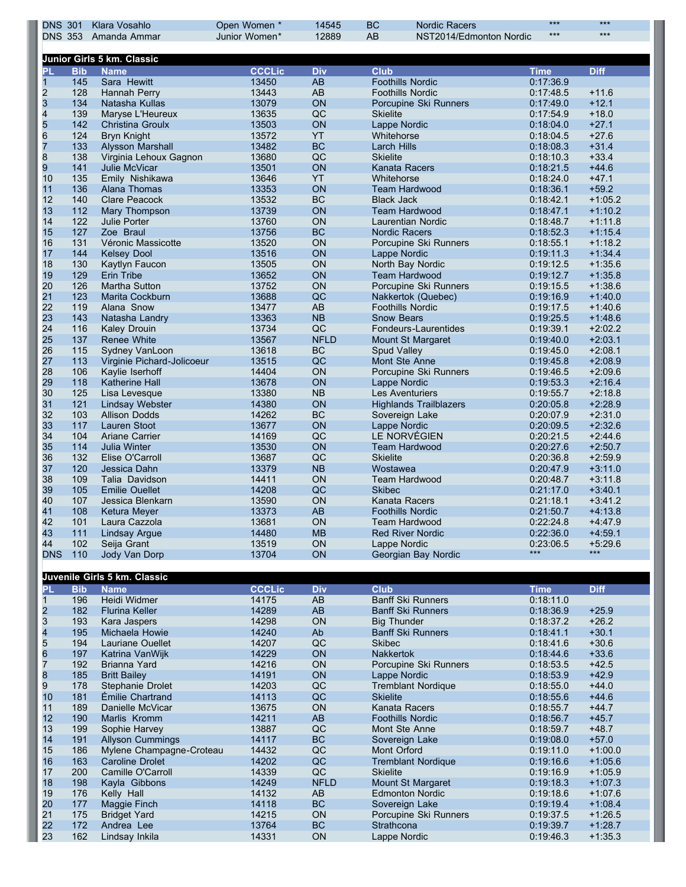| | | | | | | | | |
|---|---|---|---|---|---|---|---|---|
| DNS | 301 | Klara Vosahlo | Open Women * | 14545 | BC | Nordic Racers | *** | *** |
| DNS | 353 | Amanda Ammar | Junior Women* | 12889 | AB | NST2014/Edmonton Nordic | *** | *** |

## Junior Girls 5 km. Classic

| PL | Bib | Name | CCCLic | Div | Club | Time | Diff |
|---|---|---|---|---|---|---|---|
| 1 | 145 | Sara Hewitt | 13450 | AB | Foothills Nordic | 0:17:36.9 | |
| 2 | 128 | Hannah Perry | 13443 | AB | Foothills Nordic | 0:17:48.5 | +11.6 |
| 3 | 134 | Natasha Kullas | 13079 | ON | Porcupine Ski Runners | 0:17:49.0 | +12.1 |
| 4 | 139 | Maryse L'Heureux | 13635 | QC | Skielite | 0:17:54.9 | +18.0 |
| 5 | 142 | Christina Groulx | 13503 | ON | Lappe Nordic | 0:18:04.0 | +27.1 |
| 6 | 124 | Bryn Knight | 13572 | YT | Whitehorse | 0:18:04.5 | +27.6 |
| 7 | 133 | Alysson Marshall | 13482 | BC | Larch Hills | 0:18:08.3 | +31.4 |
| 8 | 138 | Virginia Lehoux Gagnon | 13680 | QC | Skielite | 0:18:10.3 | +33.4 |
| 9 | 141 | Julie McVicar | 13501 | ON | Kanata Racers | 0:18:21.5 | +44.6 |
| 10 | 135 | Emily Nishikawa | 13646 | YT | Whitehorse | 0:18:24.0 | +47.1 |
| 11 | 136 | Alana Thomas | 13353 | ON | Team Hardwood | 0:18:36.1 | +59.2 |
| 12 | 140 | Clare Peacock | 13532 | BC | Black Jack | 0:18:42.1 | +1:05.2 |
| 13 | 112 | Mary Thompson | 13739 | ON | Team Hardwood | 0:18:47.1 | +1:10.2 |
| 14 | 122 | Julie Porter | 13760 | ON | Laurentian Nordic | 0:18:48.7 | +1:11.8 |
| 15 | 127 | Zoe Braul | 13756 | BC | Nordic Racers | 0:18:52.3 | +1:15.4 |
| 16 | 131 | Véronic Massicotte | 13520 | ON | Porcupine Ski Runners | 0:18:55.1 | +1:18.2 |
| 17 | 144 | Kelsey Dool | 13516 | ON | Lappe Nordic | 0:19:11.3 | +1:34.4 |
| 18 | 130 | Kaytlyn Faucon | 13505 | ON | North Bay Nordic | 0:19:12.5 | +1:35.6 |
| 19 | 129 | Erin Tribe | 13652 | ON | Team Hardwood | 0:19:12.7 | +1:35.8 |
| 20 | 126 | Martha Sutton | 13752 | ON | Porcupine Ski Runners | 0:19:15.5 | +1:38.6 |
| 21 | 123 | Marita Cockburn | 13688 | QC | Nakkertok (Quebec) | 0:19:16.9 | +1:40.0 |
| 22 | 119 | Alana Snow | 13477 | AB | Foothills Nordic | 0:19:17.5 | +1:40.6 |
| 23 | 143 | Natasha Landry | 13363 | NB | Snow Bears | 0:19:25.5 | +1:48.6 |
| 24 | 116 | Kaley Drouin | 13734 | QC | Fondeurs-Laurentides | 0:19:39.1 | +2:02.2 |
| 25 | 137 | Renee White | 13567 | NFLD | Mount St Margaret | 0:19:40.0 | +2:03.1 |
| 26 | 115 | Sydney VanLoon | 13618 | BC | Spud Valley | 0:19:45.0 | +2:08.1 |
| 27 | 113 | Virginie Pichard-Jolicoeur | 13515 | QC | Mont Ste Anne | 0:19:45.8 | +2:08.9 |
| 28 | 106 | Kaylie Iserhoff | 14404 | ON | Porcupine Ski Runners | 0:19:46.5 | +2:09.6 |
| 29 | 118 | Katherine Hall | 13678 | ON | Lappe Nordic | 0:19:53.3 | +2:16.4 |
| 30 | 125 | Lisa Levesque | 13380 | NB | Les Aventuriers | 0:19:55.7 | +2:18.8 |
| 31 | 121 | Lindsay Webster | 14380 | ON | Highlands Trailblazers | 0:20:05.8 | +2:28.9 |
| 32 | 103 | Allison Dodds | 14262 | BC | Sovereign Lake | 0:20:07.9 | +2:31.0 |
| 33 | 117 | Lauren Stoot | 13677 | ON | Lappe Nordic | 0:20:09.5 | +2:32.6 |
| 34 | 104 | Ariane Carrier | 14169 | QC | LE NORVÉGIEN | 0:20:21.5 | +2:44.6 |
| 35 | 114 | Julia Winter | 13530 | ON | Team Hardwood | 0:20:27.6 | +2:50.7 |
| 36 | 132 | Elise O'Carroll | 13687 | QC | Skielite | 0:20:36.8 | +2:59.9 |
| 37 | 120 | Jessica Dahn | 13379 | NB | Wostawea | 0:20:47.9 | +3:11.0 |
| 38 | 109 | Talia Davidson | 14411 | ON | Team Hardwood | 0:20:48.7 | +3:11.8 |
| 39 | 105 | Emilie Ouellet | 14208 | QC | Skibec | 0:21:17.0 | +3:40.1 |
| 40 | 107 | Jessica Blenkarn | 13590 | ON | Kanata Racers | 0:21:18.1 | +3:41.2 |
| 41 | 108 | Ketura Meyer | 13373 | AB | Foothills Nordic | 0:21:50.7 | +4:13.8 |
| 42 | 101 | Laura Cazzola | 13681 | ON | Team Hardwood | 0:22:24.8 | +4:47.9 |
| 43 | 111 | Lindsay Argue | 14480 | MB | Red River Nordic | 0:22:36.0 | +4:59.1 |
| 44 | 102 | Seija Grant | 13519 | ON | Lappe Nordic | 0:23:06.5 | +5:29.6 |
| DNS | 110 | Jody Van Dorp | 13704 | ON | Georgian Bay Nordic | *** | *** |

## Juvenile Girls 5 km. Classic

| PL | Bib | Name | CCCLic | Div | Club | Time | Diff |
|---|---|---|---|---|---|---|---|
| 1 | 196 | Heidi Widmer | 14175 | AB | Banff Ski Runners | 0:18:11.0 | |
| 2 | 182 | Flurina Keller | 14289 | AB | Banff Ski Runners | 0:18:36.9 | +25.9 |
| 3 | 193 | Kara Jaspers | 14298 | ON | Big Thunder | 0:18:37.2 | +26.2 |
| 4 | 195 | Michaela Howie | 14240 | Ab | Banff Ski Runners | 0:18:41.1 | +30.1 |
| 5 | 194 | Lauriane Ouellet | 14207 | QC | Skibec | 0:18:41.6 | +30.6 |
| 6 | 197 | Katrina VanWijk | 14229 | ON | Nakkertok | 0:18:44.6 | +33.6 |
| 7 | 192 | Brianna Yard | 14216 | ON | Porcupine Ski Runners | 0:18:53.5 | +42.5 |
| 8 | 185 | Britt Bailey | 14191 | ON | Lappe Nordic | 0:18:53.9 | +42.9 |
| 9 | 178 | Stephanie Drolet | 14203 | QC | Tremblant Nordique | 0:18:55.0 | +44.0 |
| 10 | 181 | Émilie Chartrand | 14113 | QC | Skielite | 0:18:55.6 | +44.6 |
| 11 | 189 | Danielle McVicar | 13675 | ON | Kanata Racers | 0:18:55.7 | +44.7 |
| 12 | 190 | Marlis Kromm | 14211 | AB | Foothills Nordic | 0:18:56.7 | +45.7 |
| 13 | 199 | Sophie Harvey | 13887 | QC | Mont Ste Anne | 0:18:59.7 | +48.7 |
| 14 | 191 | Allyson Cummings | 14117 | BC | Sovereign Lake | 0:19:08.0 | +57.0 |
| 15 | 186 | Mylene Champagne-Croteau | 14432 | QC | Mont Orford | 0:19:11.0 | +1:00.0 |
| 16 | 163 | Caroline Drolet | 14202 | QC | Tremblant Nordique | 0:19:16.6 | +1:05.6 |
| 17 | 200 | Camille O'Carroll | 14339 | QC | Skielite | 0:19:16.9 | +1:05.9 |
| 18 | 198 | Kayla Gibbons | 14249 | NFLD | Mount St Margaret | 0:19:18.3 | +1:07.3 |
| 19 | 176 | Kelly Hall | 14132 | AB | Edmonton Nordic | 0:19:18.6 | +1:07.6 |
| 20 | 177 | Maggie Finch | 14118 | BC | Sovereign Lake | 0:19:19.4 | +1:08.4 |
| 21 | 175 | Bridget Yard | 14215 | ON | Porcupine Ski Runners | 0:19:37.5 | +1:26.5 |
| 22 | 172 | Andrea Lee | 13764 | BC | Strathcona | 0:19:39.7 | +1:28.7 |
| 23 | 162 | Lindsay Inkila | 14331 | ON | Lappe Nordic | 0:19:46.3 | +1:35.3 |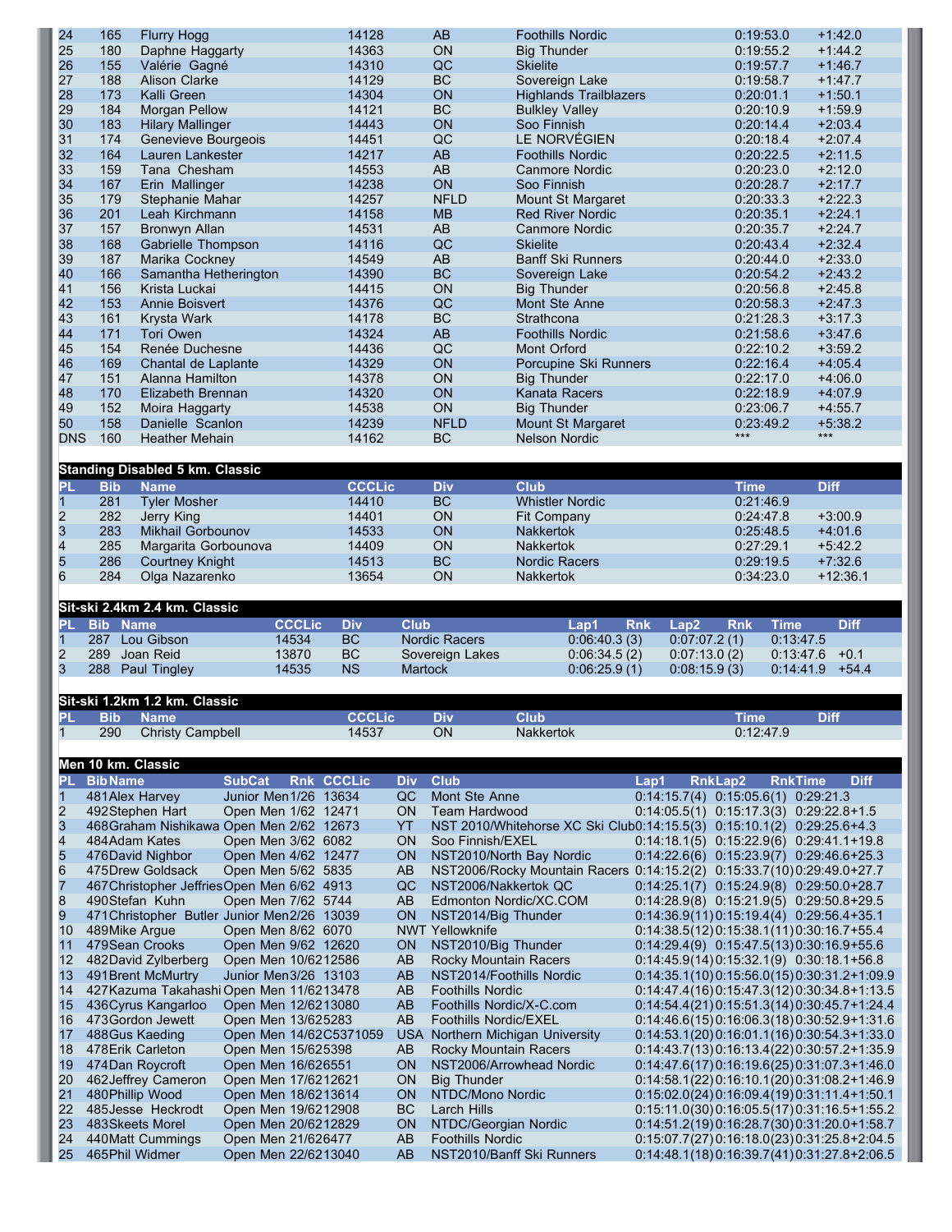| PL | Bib | Name | CCCLic | Div | Club | Time | Diff |
|---|---|---|---|---|---|---|---|
| 24 | 165 | Flurry Hogg | 14128 | AB | Foothills Nordic | 0:19:53.0 | +1:42.0 |
| 25 | 180 | Daphne Haggarty | 14363 | ON | Big Thunder | 0:19:55.2 | +1:44.2 |
| 26 | 155 | Valérie Gagné | 14310 | QC | Skielite | 0:19:57.7 | +1:46.7 |
| 27 | 188 | Alison Clarke | 14129 | BC | Sovereign Lake | 0:19:58.7 | +1:47.7 |
| 28 | 173 | Kalli Green | 14304 | ON | Highlands Trailblazers | 0:20:01.1 | +1:50.1 |
| 29 | 184 | Morgan Pellow | 14121 | BC | Bulkley Valley | 0:20:10.9 | +1:59.9 |
| 30 | 183 | Hilary Mallinger | 14443 | ON | Soo Finnish | 0:20:14.4 | +2:03.4 |
| 31 | 174 | Genevieve Bourgeois | 14451 | QC | LE NORVÉGIEN | 0:20:18.4 | +2:07.4 |
| 32 | 164 | Lauren Lankester | 14217 | AB | Foothills Nordic | 0:20:22.5 | +2:11.5 |
| 33 | 159 | Tana Chesham | 14553 | AB | Canmore Nordic | 0:20:23.0 | +2:12.0 |
| 34 | 167 | Erin Mallinger | 14238 | ON | Soo Finnish | 0:20:28.7 | +2:17.7 |
| 35 | 179 | Stephanie Mahar | 14257 | NFLD | Mount St Margaret | 0:20:33.3 | +2:22.3 |
| 36 | 201 | Leah Kirchmann | 14158 | MB | Red River Nordic | 0:20:35.1 | +2:24.1 |
| 37 | 157 | Bronwyn Allan | 14531 | AB | Canmore Nordic | 0:20:35.7 | +2:24.7 |
| 38 | 168 | Gabrielle Thompson | 14116 | QC | Skielite | 0:20:43.4 | +2:32.4 |
| 39 | 187 | Marika Cockney | 14549 | AB | Banff Ski Runners | 0:20:44.0 | +2:33.0 |
| 40 | 166 | Samantha Hetherington | 14390 | BC | Sovereign Lake | 0:20:54.2 | +2:43.2 |
| 41 | 156 | Krista Luckai | 14415 | ON | Big Thunder | 0:20:56.8 | +2:45.8 |
| 42 | 153 | Annie Boisvert | 14376 | QC | Mont Ste Anne | 0:20:58.3 | +2:47.3 |
| 43 | 161 | Krysta Wark | 14178 | BC | Strathcona | 0:21:28.3 | +3:17.3 |
| 44 | 171 | Tori Owen | 14324 | AB | Foothills Nordic | 0:21:58.6 | +3:47.6 |
| 45 | 154 | Renée Duchesne | 14436 | QC | Mont Orford | 0:22:10.2 | +3:59.2 |
| 46 | 169 | Chantal de Laplante | 14329 | ON | Porcupine Ski Runners | 0:22:16.4 | +4:05.4 |
| 47 | 151 | Alanna Hamilton | 14378 | ON | Big Thunder | 0:22:17.0 | +4:06.0 |
| 48 | 170 | Elizabeth Brennan | 14320 | ON | Kanata Racers | 0:22:18.9 | +4:07.9 |
| 49 | 152 | Moira Haggarty | 14538 | ON | Big Thunder | 0:23:06.7 | +4:55.7 |
| 50 | 158 | Danielle Scanlon | 14239 | NFLD | Mount St Margaret | 0:23:49.2 | +5:38.2 |
| DNS | 160 | Heather Mehain | 14162 | BC | Nelson Nordic | *** | *** |

## Standing Disabled 5 km. Classic

| PL | Bib | Name | CCCLic | Div | Club | Time | Diff |
|---|---|---|---|---|---|---|---|
| 1 | 281 | Tyler Mosher | 14410 | BC | Whistler Nordic | 0:21:46.9 | |
| 2 | 282 | Jerry King | 14401 | ON | Fit Company | 0:24:47.8 | +3:00.9 |
| 3 | 283 | Mikhail Gorbounov | 14533 | ON | Nakkertok | 0:25:48.5 | +4:01.6 |
| 4 | 285 | Margarita Gorbounova | 14409 | ON | Nakkertok | 0:27:29.1 | +5:42.2 |
| 5 | 286 | Courtney Knight | 14513 | BC | Nordic Racers | 0:29:19.5 | +7:32.6 |
| 6 | 284 | Olga Nazarenko | 13654 | ON | Nakkertok | 0:34:23.0 | +12:36.1 |

## Sit-ski 2.4km 2.4 km. Classic

| PL | Bib | Name | CCCLic | Div | Club | Lap1 | Rnk | Lap2 | Rnk | Time | Diff |
|---|---|---|---|---|---|---|---|---|---|---|---|
| 1 | 287 | Lou Gibson | 14534 | BC | Nordic Racers | 0:06:40.3 | (3) | 0:07:07.2 | (1) | 0:13:47.5 | |
| 2 | 289 | Joan Reid | 13870 | BC | Sovereign Lakes | 0:06:34.5 | (2) | 0:07:13.0 | (2) | 0:13:47.6 | +0.1 |
| 3 | 288 | Paul Tingley | 14535 | NS | Martock | 0:06:25.9 | (1) | 0:08:15.9 | (3) | 0:14:41.9 | +54.4 |

## Sit-ski 1.2km 1.2 km. Classic

| PL | Bib | Name | CCCLic | Div | Club | Time | Diff |
|---|---|---|---|---|---|---|---|
| 1 | 290 | Christy Campbell | 14537 | ON | Nakkertok | 0:12:47.9 | |

## Men 10 km. Classic

| PL | Bib | Name | SubCat | Rnk | CCCLic | Div | Club | Lap1 | Rnk | Lap2 | Rnk | Time | Diff |
|---|---|---|---|---|---|---|---|---|---|---|---|---|---|
| 1 | 481 | Alex Harvey | Junior Men | 1/26 | 13634 | QC | Mont Ste Anne | 0:14:15.7 | (4) | 0:15:05.6 | (1) | 0:29:21.3 | |
| 2 | 492 | Stephen Hart | Open Men | 1/62 | 12471 | ON | Team Hardwood | 0:14:05.5 | (1) | 0:15:17.3 | (3) | 0:29:22.8 | +1.5 |
| 3 | 468 | Graham Nishikawa | Open Men | 2/62 | 12673 | YT | NST 2010/Whitehorse XC Ski Club | 0:14:15.5 | (3) | 0:15:10.1 | (2) | 0:29:25.6 | +4.3 |
| 4 | 484 | Adam Kates | Open Men | 3/62 | 6082 | ON | Soo Finnish/EXEL | 0:14:18.1 | (5) | 0:15:22.9 | (6) | 0:29:41.1 | +19.8 |
| 5 | 476 | David Nighbor | Open Men | 4/62 | 12477 | ON | NST2010/North Bay Nordic | 0:14:22.6 | (6) | 0:15:23.9 | (7) | 0:29:46.6 | +25.3 |
| 6 | 475 | Drew Goldsack | Open Men | 5/62 | 5835 | AB | NST2006/Rocky Mountain Racers | 0:14:15.2 | (2) | 0:15:33.7 | (10) | 0:29:49.0 | +27.7 |
| 7 | 467 | Christopher Jeffries | Open Men | 6/62 | 4913 | QC | NST2006/Nakkertok QC | 0:14:25.1 | (7) | 0:15:24.9 | (8) | 0:29:50.0 | +28.7 |
| 8 | 490 | Stefan Kuhn | Open Men | 7/62 | 5744 | AB | Edmonton Nordic/XC.COM | 0:14:28.9 | (8) | 0:15:21.9 | (5) | 0:29:50.8 | +29.5 |
| 9 | 471 | Christopher Butler | Junior Men | 2/26 | 13039 | ON | NST2014/Big Thunder | 0:14:36.9 | (11) | 0:15:19.4 | (4) | 0:29:56.4 | +35.1 |
| 10 | 489 | Mike Argue | Open Men | 8/62 | 6070 | NWT | Yellowknife | 0:14:38.5 | (12) | 0:15:38.1 | (11) | 0:30:16.7 | +55.4 |
| 11 | 479 | Sean Crooks | Open Men | 9/62 | 12620 | ON | NST2010/Big Thunder | 0:14:29.4 | (9) | 0:15:47.5 | (13) | 0:30:16.9 | +55.6 |
| 12 | 482 | David Zylberberg | Open Men | 10/62 | 12586 | AB | Rocky Mountain Racers | 0:14:45.9 | (14) | 0:15:32.1 | (9) | 0:30:18.1 | +56.8 |
| 13 | 491 | Brent McMurtry | Junior Men | 3/26 | 13103 | AB | NST2014/Foothills Nordic | 0:14:35.1 | (10) | 0:15:56.0 | (15) | 0:30:31.2 | +1:09.9 |
| 14 | 427 | Kazuma Takahashi | Open Men | 11/62 | 13478 | AB | Foothills Nordic | 0:14:47.4 | (16) | 0:15:47.3 | (12) | 0:30:34.8 | +1:13.5 |
| 15 | 436 | Cyrus Kangarloo | Open Men | 12/62 | 13080 | AB | Foothills Nordic/X-C.com | 0:14:54.4 | (21) | 0:15:51.3 | (14) | 0:30:45.7 | +1:24.4 |
| 16 | 473 | Gordon Jewett | Open Men | 13/62 | 5283 | AB | Foothills Nordic/EXEL | 0:14:46.6 | (15) | 0:16:06.3 | (18) | 0:30:52.9 | +1:31.6 |
| 17 | 488 | Gus Kaeding | Open Men | 14/62 | C5371059 | USA | Northern Michigan University | 0:14:53.1 | (20) | 0:16:01.1 | (16) | 0:30:54.3 | +1:33.0 |
| 18 | 478 | Erik Carleton | Open Men | 15/62 | 5398 | AB | Rocky Mountain Racers | 0:14:43.7 | (13) | 0:16:13.4 | (22) | 0:30:57.2 | +1:35.9 |
| 19 | 474 | Dan Roycroft | Open Men | 16/62 | 6551 | ON | NST2006/Arrowhead Nordic | 0:14:47.6 | (17) | 0:16:19.6 | (25) | 0:31:07.3 | +1:46.0 |
| 20 | 462 | Jeffrey Cameron | Open Men | 17/62 | 12621 | ON | Big Thunder | 0:14:58.1 | (22) | 0:16:10.1 | (20) | 0:31:08.2 | +1:46.9 |
| 21 | 480 | Phillip Wood | Open Men | 18/62 | 13614 | ON | NTDC/Mono Nordic | 0:15:02.0 | (24) | 0:16:09.4 | (19) | 0:31:11.4 | +1:50.1 |
| 22 | 485 | Jesse Heckrodt | Open Men | 19/62 | 12908 | BC | Larch Hills | 0:15:11.0 | (30) | 0:16:05.5 | (17) | 0:31:16.5 | +1:55.2 |
| 23 | 483 | Skeets Morel | Open Men | 20/62 | 12829 | ON | NTDC/Georgian Nordic | 0:14:51.2 | (19) | 0:16:28.7 | (30) | 0:31:20.0 | +1:58.7 |
| 24 | 440 | Matt Cummings | Open Men | 21/62 | 6477 | AB | Foothills Nordic | 0:15:07.7 | (27) | 0:16:18.0 | (23) | 0:31:25.8 | +2:04.5 |
| 25 | 465 | Phil Widmer | Open Men | 22/62 | 13040 | AB | NST2010/Banff Ski Runners | 0:14:48.1 | (18) | 0:16:39.7 | (41) | 0:31:27.8 | +2:06.5 |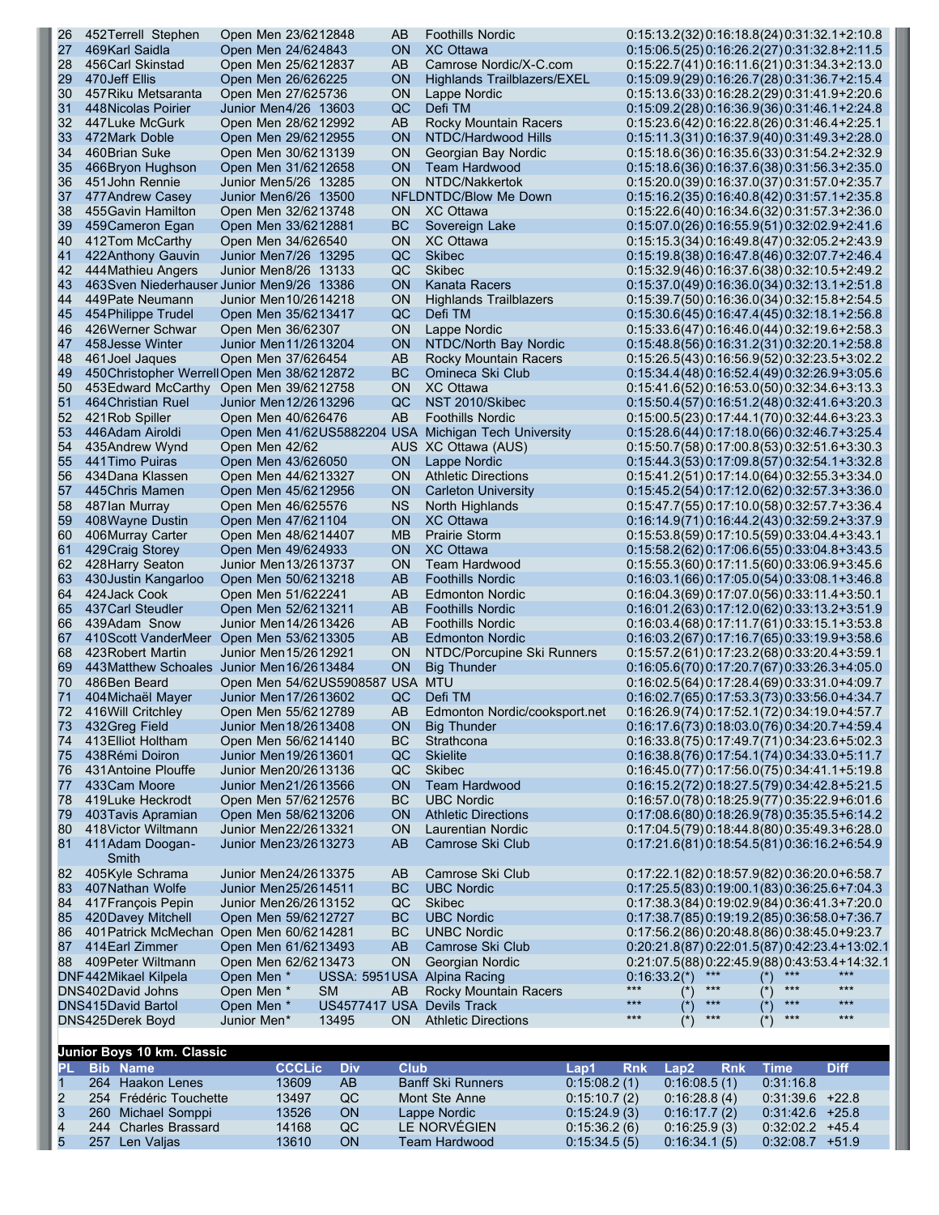| PL | Bib Name | Div | CCCLic | Prov | Club | Lap1 (Rnk) | Lap2 (Rnk) | Time | Diff |
|---|---|---|---|---|---|---|---|---|---|
| 26 | 452 Terrell Stephen | Open Men 23/62 | 12848 | AB | Foothills Nordic | 0:15:13.2(32) | 0:16:18.8(24) | 0:31:32.1 | +2:10.8 |
| 27 | 469 Karl Saidla | Open Men 24/62 | 4843 | ON | XC Ottawa | 0:15:06.5(25) | 0:16:26.2(27) | 0:31:32.8 | +2:11.5 |
| 28 | 456 Carl Skinstad | Open Men 25/62 | 12837 | AB | Camrose Nordic/X-C.com | 0:15:22.7(41) | 0:16:11.6(21) | 0:31:34.3 | +2:13.0 |
| 29 | 470 Jeff Ellis | Open Men 26/62 | 6225 | ON | Highlands Trailblazers/EXEL | 0:15:09.9(29) | 0:16:26.7(28) | 0:31:36.7 | +2:15.4 |
| 30 | 457 Riku Metsaranta | Open Men 27/62 | 5736 | ON | Lappe Nordic | 0:15:13.6(33) | 0:16:28.2(29) | 0:31:41.9 | +2:20.6 |
| 31 | 448 Nicolas Poirier | Junior Men 4/26 | 13603 | QC | Defi TM | 0:15:09.2(28) | 0:16:36.9(36) | 0:31:46.1 | +2:24.8 |
| 32 | 447 Luke McGurk | Open Men 28/62 | 12992 | AB | Rocky Mountain Racers | 0:15:23.6(42) | 0:16:22.8(26) | 0:31:46.4 | +2:25.1 |
| 33 | 472 Mark Doble | Open Men 29/62 | 12955 | ON | NTDC/Hardwood Hills | 0:15:11.3(31) | 0:16:37.9(40) | 0:31:49.3 | +2:28.0 |
| 34 | 460 Brian Suke | Open Men 30/62 | 13139 | ON | Georgian Bay Nordic | 0:15:18.6(36) | 0:16:35.6(33) | 0:31:54.2 | +2:32.9 |
| 35 | 466 Bryon Hughson | Open Men 31/62 | 12658 | ON | Team Hardwood | 0:15:18.6(36) | 0:16:37.6(38) | 0:31:56.3 | +2:35.0 |
| 36 | 451 John Rennie | Junior Men 5/26 | 13285 | ON | NTDC/Nakkertok | 0:15:20.0(39) | 0:16:37.0(37) | 0:31:57.0 | +2:35.7 |
| 37 | 477 Andrew Casey | Junior Men 6/26 | 13500 | NFLD | NTDC/Blow Me Down | 0:15:16.2(35) | 0:16:40.8(42) | 0:31:57.1 | +2:35.8 |
| 38 | 455 Gavin Hamilton | Open Men 32/62 | 13748 | ON | XC Ottawa | 0:15:22.6(40) | 0:16:34.6(32) | 0:31:57.3 | +2:36.0 |
| 39 | 459 Cameron Egan | Open Men 33/62 | 12881 | BC | Sovereign Lake | 0:15:07.0(26) | 0:16:55.9(51) | 0:32:02.9 | +2:41.6 |
| 40 | 412 Tom McCarthy | Open Men 34/62 | 6540 | ON | XC Ottawa | 0:15:15.3(34) | 0:16:49.8(47) | 0:32:05.2 | +2:43.9 |
| 41 | 422 Anthony Gauvin | Junior Men 7/26 | 13295 | QC | Skibec | 0:15:19.8(38) | 0:16:47.8(46) | 0:32:07.7 | +2:46.4 |
| 42 | 444 Mathieu Angers | Junior Men 8/26 | 13133 | QC | Skibec | 0:15:32.9(46) | 0:16:37.6(38) | 0:32:10.5 | +2:49.2 |
| 43 | 463 Sven Niederhauser | Junior Men 9/26 | 13386 | ON | Kanata Racers | 0:15:37.0(49) | 0:16:36.0(34) | 0:32:13.1 | +2:51.8 |
| 44 | 449 Pate Neumann | Junior Men 10/26 | 14218 | ON | Highlands Trailblazers | 0:15:39.7(50) | 0:16:36.0(34) | 0:32:15.8 | +2:54.5 |
| 45 | 454 Philippe Trudel | Open Men 35/62 | 13417 | QC | Defi TM | 0:15:30.6(45) | 0:16:47.4(45) | 0:32:18.1 | +2:56.8 |
| 46 | 426 Werner Schwar | Open Men 36/62 | 307 | ON | Lappe Nordic | 0:15:33.6(47) | 0:16:46.0(44) | 0:32:19.6 | +2:58.3 |
| 47 | 458 Jesse Winter | Junior Men 11/26 | 13204 | ON | NTDC/North Bay Nordic | 0:15:48.8(56) | 0:16:31.2(31) | 0:32:20.1 | +2:58.8 |
| 48 | 461 Joel Jaques | Open Men 37/62 | 6454 | AB | Rocky Mountain Racers | 0:15:26.5(43) | 0:16:56.9(52) | 0:32:23.5 | +3:02.2 |
| 49 | 450 Christopher Werrell | Open Men 38/62 | 12872 | BC | Omineca Ski Club | 0:15:34.4(48) | 0:16:52.4(49) | 0:32:26.9 | +3:05.6 |
| 50 | 453 Edward McCarthy | Open Men 39/62 | 12758 | ON | XC Ottawa | 0:15:41.6(52) | 0:16:53.0(50) | 0:32:34.6 | +3:13.3 |
| 51 | 464 Christian Ruel | Junior Men 12/26 | 13296 | QC | NST 2010/Skibec | 0:15:50.4(57) | 0:16:51.2(48) | 0:32:41.6 | +3:20.3 |
| 52 | 421 Rob Spiller | Open Men 40/62 | 6476 | AB | Foothills Nordic | 0:15:00.5(23) | 0:17:44.1(70) | 0:32:44.6 | +3:23.3 |
| 53 | 446 Adam Airoldi | Open Men 41/62 | US5882204 | USA | Michigan Tech University | 0:15:28.6(44) | 0:17:18.0(66) | 0:32:46.7 | +3:25.4 |
| 54 | 435 Andrew Wynd | Open Men 42/62 | | AUS | XC Ottawa (AUS) | 0:15:50.7(58) | 0:17:00.8(53) | 0:32:51.6 | +3:30.3 |
| 55 | 441 Timo Puiras | Open Men 43/62 | 6050 | ON | Lappe Nordic | 0:15:44.3(53) | 0:17:09.8(57) | 0:32:54.1 | +3:32.8 |
| 56 | 434 Dana Klassen | Open Men 44/62 | 13327 | ON | Athletic Directions | 0:15:41.2(51) | 0:17:14.0(64) | 0:32:55.3 | +3:34.0 |
| 57 | 445 Chris Mamen | Open Men 45/62 | 12956 | ON | Carleton University | 0:15:45.2(54) | 0:17:12.0(62) | 0:32:57.3 | +3:36.0 |
| 58 | 487 Ian Murray | Open Men 46/62 | 5576 | NS | North Highlands | 0:15:47.7(55) | 0:17:10.0(58) | 0:32:57.7 | +3:36.4 |
| 59 | 408 Wayne Dustin | Open Men 47/62 | 1104 | ON | XC Ottawa | 0:16:14.9(71) | 0:16:44.2(43) | 0:32:59.2 | +3:37.9 |
| 60 | 406 Murray Carter | Open Men 48/62 | 14407 | MB | Prairie Storm | 0:15:53.8(59) | 0:17:10.5(59) | 0:33:04.4 | +3:43.1 |
| 61 | 429 Craig Storey | Open Men 49/62 | 4933 | ON | XC Ottawa | 0:15:58.2(62) | 0:17:06.6(55) | 0:33:04.8 | +3:43.5 |
| 62 | 428 Harry Seaton | Junior Men 13/26 | 13737 | ON | Team Hardwood | 0:15:55.3(60) | 0:17:11.5(60) | 0:33:06.9 | +3:45.6 |
| 63 | 430 Justin Kangarloo | Open Men 50/62 | 13218 | AB | Foothills Nordic | 0:16:03.1(66) | 0:17:05.0(54) | 0:33:08.1 | +3:46.8 |
| 64 | 424 Jack Cook | Open Men 51/62 | 2241 | AB | Edmonton Nordic | 0:16:04.3(69) | 0:17:07.0(56) | 0:33:11.4 | +3:50.1 |
| 65 | 437 Carl Steudler | Open Men 52/62 | 13211 | AB | Foothills Nordic | 0:16:01.2(63) | 0:17:12.0(62) | 0:33:13.2 | +3:51.9 |
| 66 | 439 Adam Snow | Junior Men 14/26 | 13426 | AB | Foothills Nordic | 0:16:03.4(68) | 0:17:11.7(61) | 0:33:15.1 | +3:53.8 |
| 67 | 410 Scott VanderMeer | Open Men 53/62 | 13305 | AB | Edmonton Nordic | 0:16:03.2(67) | 0:17:16.7(65) | 0:33:19.9 | +3:58.6 |
| 68 | 423 Robert Martin | Junior Men 15/26 | 12921 | ON | NTDC/Porcupine Ski Runners | 0:15:57.2(61) | 0:17:23.2(68) | 0:33:20.4 | +3:59.1 |
| 69 | 443 Matthew Schoales | Junior Men 16/26 | 13484 | ON | Big Thunder | 0:16:05.6(70) | 0:17:20.7(67) | 0:33:26.3 | +4:05.0 |
| 70 | 486 Ben Beard | Open Men 54/62 | US5908587 | USA | MTU | 0:16:02.5(64) | 0:17:28.4(69) | 0:33:31.0 | +4:09.7 |
| 71 | 404 Michaël Mayer | Junior Men 17/26 | 13602 | QC | Defi TM | 0:16:02.7(65) | 0:17:53.3(73) | 0:33:56.0 | +4:34.7 |
| 72 | 416 Will Critchley | Open Men 55/62 | 12789 | AB | Edmonton Nordic/cooksport.net | 0:16:26.9(74) | 0:17:52.1(72) | 0:34:19.0 | +4:57.7 |
| 73 | 432 Greg Field | Junior Men 18/26 | 13408 | ON | Big Thunder | 0:16:17.6(73) | 0:18:03.0(76) | 0:34:20.7 | +4:59.4 |
| 74 | 413 Elliot Holtham | Open Men 56/62 | 14140 | BC | Strathcona | 0:16:33.8(75) | 0:17:49.7(71) | 0:34:23.6 | +5:02.3 |
| 75 | 438 Rémi Doiron | Junior Men 19/26 | 13601 | QC | Skielite | 0:16:38.8(76) | 0:17:54.1(74) | 0:34:33.0 | +5:11.7 |
| 76 | 431 Antoine Plouffe | Junior Men 20/26 | 13136 | QC | Skibec | 0:16:45.0(77) | 0:17:56.0(75) | 0:34:41.1 | +5:19.8 |
| 77 | 433 Cam Moore | Junior Men 21/26 | 13566 | ON | Team Hardwood | 0:16:15.2(72) | 0:18:27.5(79) | 0:34:42.8 | +5:21.5 |
| 78 | 419 Luke Heckrodt | Open Men 57/62 | 12576 | BC | UBC Nordic | 0:16:57.0(78) | 0:18:25.9(77) | 0:35:22.9 | +6:01.6 |
| 79 | 403 Tavis Apramian | Open Men 58/62 | 13206 | ON | Athletic Directions | 0:17:08.6(80) | 0:18:26.9(78) | 0:35:35.5 | +6:14.2 |
| 80 | 418 Victor Wiltmann | Junior Men 22/26 | 13321 | ON | Laurentian Nordic | 0:17:04.5(79) | 0:18:44.8(80) | 0:35:49.3 | +6:28.0 |
| 81 | 411 Adam Doogan-Smith | Junior Men 23/26 | 13273 | AB | Camrose Ski Club | 0:17:21.6(81) | 0:18:54.5(81) | 0:36:16.2 | +6:54.9 |
| 82 | 405 Kyle Schrama | Junior Men 24/26 | 13375 | AB | Camrose Ski Club | 0:17:22.1(82) | 0:18:57.9(82) | 0:36:20.0 | +6:58.7 |
| 83 | 407 Nathan Wolfe | Junior Men 25/26 | 14511 | BC | UBC Nordic | 0:17:25.5(83) | 0:19:00.1(83) | 0:36:25.6 | +7:04.3 |
| 84 | 417 François Pepin | Junior Men 26/26 | 13152 | QC | Skibec | 0:17:38.3(84) | 0:19:02.9(84) | 0:36:41.3 | +7:20.0 |
| 85 | 420 Davey Mitchell | Open Men 59/62 | 12727 | BC | UBC Nordic | 0:17:38.7(85) | 0:19:19.2(85) | 0:36:58.0 | +7:36.7 |
| 86 | 401 Patrick McMechan | Open Men 60/62 | 14281 | BC | UNBC Nordic | 0:17:56.2(86) | 0:20:48.8(86) | 0:38:45.0 | +9:23.7 |
| 87 | 414 Earl Zimmer | Open Men 61/62 | 13493 | AB | Camrose Ski Club | 0:20:21.8(87) | 0:22:01.5(87) | 0:42:23.4 | +13:02.1 |
| 88 | 409 Peter Wiltmann | Open Men 62/62 | 13473 | ON | Georgian Nordic | 0:21:07.5(88) | 0:22:45.9(88) | 0:43:53.4 | +14:32.1 |
| DNF | 442 Mikael Kilpela | Open Men * | USSA: 5951 | USA | Alpina Racing | 0:16:33.2(*) | *** (*) | *** | *** |
| DNS | 402 David Johns | Open Men * | SM | AB | Rocky Mountain Racers | *** (*) | *** (*) | *** | *** |
| DNS | 415 David Bartol | Open Men * | US4577417 | USA | Devils Track | *** (*) | *** (*) | *** | *** |
| DNS | 425 Derek Boyd | Junior Men* | 13495 | ON | Athletic Directions | *** (*) | *** (*) | *** | *** |

## Junior Boys 10 km. Classic

| PL | Bib | Name | CCCLic | Div | Club | Lap1 | Rnk | Lap2 | Rnk | Time | Diff |
|---|---|---|---|---|---|---|---|---|---|---|---|
| 1 | 264 | Haakon Lenes | 13609 | AB | Banff Ski Runners | 0:15:08.2 | (1) | 0:16:08.5 | (1) | 0:31:16.8 | |
| 2 | 254 | Frédéric Touchette | 13497 | QC | Mont Ste Anne | 0:15:10.7 | (2) | 0:16:28.8 | (4) | 0:31:39.6 | +22.8 |
| 3 | 260 | Michael Somppi | 13526 | ON | Lappe Nordic | 0:15:24.9 | (3) | 0:16:17.7 | (2) | 0:31:42.6 | +25.8 |
| 4 | 244 | Charles Brassard | 14168 | QC | LE NORVÉGIEN | 0:15:36.2 | (6) | 0:16:25.9 | (3) | 0:32:02.2 | +45.4 |
| 5 | 257 | Len Valjas | 13610 | ON | Team Hardwood | 0:15:34.5 | (5) | 0:16:34.1 | (5) | 0:32:08.7 | +51.9 |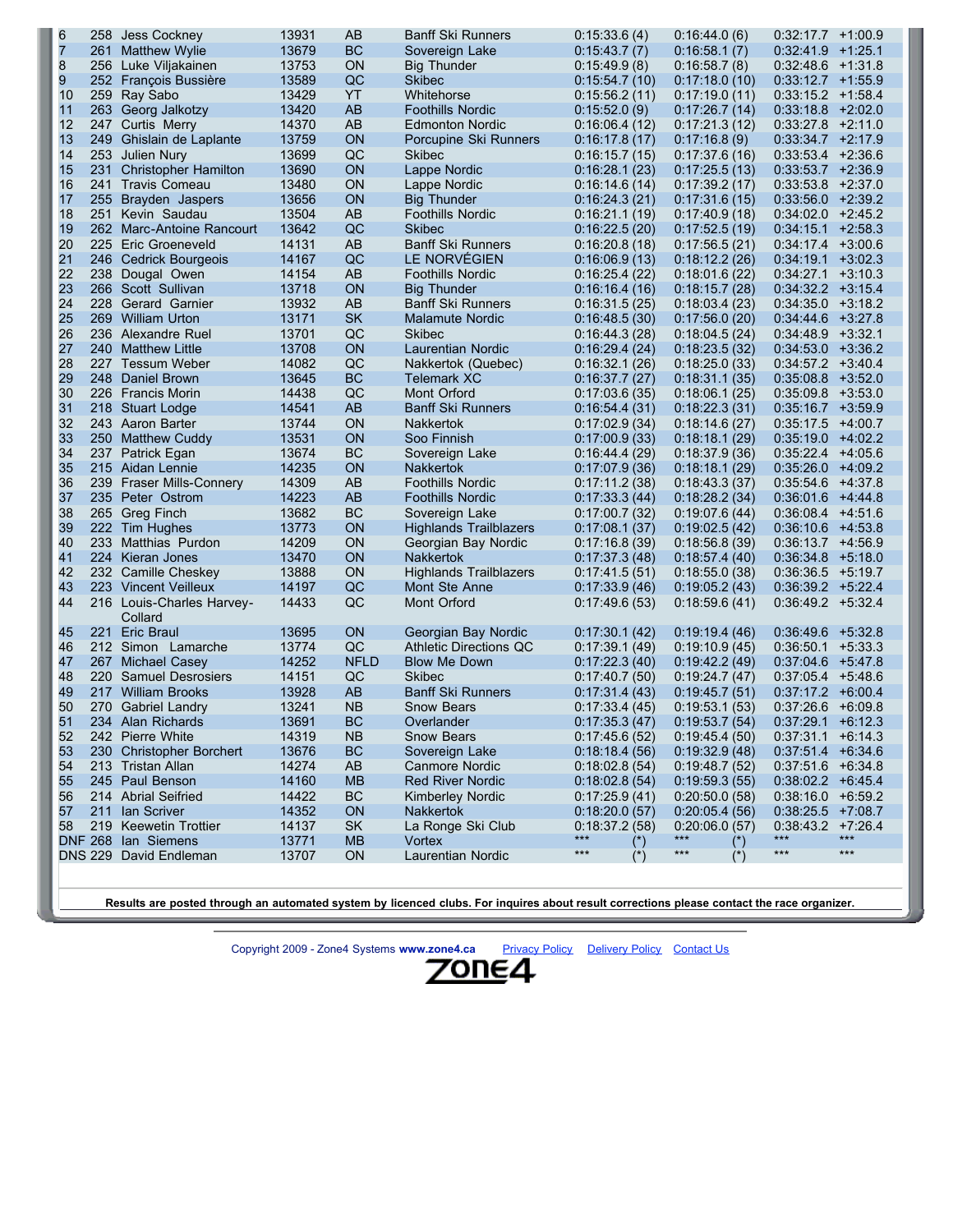| | | | | | | | | | |
|---|---|---|---|---|---|---|---|---|---|
| 6 | 258 | Jess Cockney | 13931 | AB | Banff Ski Runners | 0:15:33.6 (4) | 0:16:44.0 (6) | 0:32:17.7 | +1:00.9 |
| 7 | 261 | Matthew Wylie | 13679 | BC | Sovereign Lake | 0:15:43.7 (7) | 0:16:58.1 (7) | 0:32:41.9 | +1:25.1 |
| 8 | 256 | Luke Viljakainen | 13753 | ON | Big Thunder | 0:15:49.9 (8) | 0:16:58.7 (8) | 0:32:48.6 | +1:31.8 |
| 9 | 252 | François Bussière | 13589 | QC | Skibec | 0:15:54.7 (10) | 0:17:18.0 (10) | 0:33:12.7 | +1:55.9 |
| 10 | 259 | Ray Sabo | 13429 | YT | Whitehorse | 0:15:56.2 (11) | 0:17:19.0 (11) | 0:33:15.2 | +1:58.4 |
| 11 | 263 | Georg Jalkotzy | 13420 | AB | Foothills Nordic | 0:15:52.0 (9) | 0:17:26.7 (14) | 0:33:18.8 | +2:02.0 |
| 12 | 247 | Curtis Merry | 14370 | AB | Edmonton Nordic | 0:16:06.4 (12) | 0:17:21.3 (12) | 0:33:27.8 | +2:11.0 |
| 13 | 249 | Ghislain de Laplante | 13759 | ON | Porcupine Ski Runners | 0:16:17.8 (17) | 0:17:16.8 (9) | 0:33:34.7 | +2:17.9 |
| 14 | 253 | Julien Nury | 13699 | QC | Skibec | 0:16:15.7 (15) | 0:17:37.6 (16) | 0:33:53.4 | +2:36.6 |
| 15 | 231 | Christopher Hamilton | 13690 | ON | Lappe Nordic | 0:16:28.1 (23) | 0:17:25.5 (13) | 0:33:53.7 | +2:36.9 |
| 16 | 241 | Travis Comeau | 13480 | ON | Lappe Nordic | 0:16:14.6 (14) | 0:17:39.2 (17) | 0:33:53.8 | +2:37.0 |
| 17 | 255 | Brayden Jaspers | 13656 | ON | Big Thunder | 0:16:24.3 (21) | 0:17:31.6 (15) | 0:33:56.0 | +2:39.2 |
| 18 | 251 | Kevin Saudau | 13504 | AB | Foothills Nordic | 0:16:21.1 (19) | 0:17:40.9 (18) | 0:34:02.0 | +2:45.2 |
| 19 | 262 | Marc-Antoine Rancourt | 13642 | QC | Skibec | 0:16:22.5 (20) | 0:17:52.5 (19) | 0:34:15.1 | +2:58.3 |
| 20 | 225 | Eric Groeneveld | 14131 | AB | Banff Ski Runners | 0:16:20.8 (18) | 0:17:56.5 (21) | 0:34:17.4 | +3:00.6 |
| 21 | 246 | Cedrick Bourgeois | 14167 | QC | LE NORVÉGIEN | 0:16:06.9 (13) | 0:18:12.2 (26) | 0:34:19.1 | +3:02.3 |
| 22 | 238 | Dougal Owen | 14154 | AB | Foothills Nordic | 0:16:25.4 (22) | 0:18:01.6 (22) | 0:34:27.1 | +3:10.3 |
| 23 | 266 | Scott Sullivan | 13718 | ON | Big Thunder | 0:16:16.4 (16) | 0:18:15.7 (28) | 0:34:32.2 | +3:15.4 |
| 24 | 228 | Gerard Garnier | 13932 | AB | Banff Ski Runners | 0:16:31.5 (25) | 0:18:03.4 (23) | 0:34:35.0 | +3:18.2 |
| 25 | 269 | William Urton | 13171 | SK | Malamute Nordic | 0:16:48.5 (30) | 0:17:56.0 (20) | 0:34:44.6 | +3:27.8 |
| 26 | 236 | Alexandre Ruel | 13701 | QC | Skibec | 0:16:44.3 (28) | 0:18:04.5 (24) | 0:34:48.9 | +3:32.1 |
| 27 | 240 | Matthew Little | 13708 | ON | Laurentian Nordic | 0:16:29.4 (24) | 0:18:23.5 (32) | 0:34:53.0 | +3:36.2 |
| 28 | 227 | Tessum Weber | 14082 | QC | Nakkertok (Quebec) | 0:16:32.1 (26) | 0:18:25.0 (33) | 0:34:57.2 | +3:40.4 |
| 29 | 248 | Daniel Brown | 13645 | BC | Telemark XC | 0:16:37.7 (27) | 0:18:31.1 (35) | 0:35:08.8 | +3:52.0 |
| 30 | 226 | Francis Morin | 14438 | QC | Mont Orford | 0:17:03.6 (35) | 0:18:06.1 (25) | 0:35:09.8 | +3:53.0 |
| 31 | 218 | Stuart Lodge | 14541 | AB | Banff Ski Runners | 0:16:54.4 (31) | 0:18:22.3 (31) | 0:35:16.7 | +3:59.9 |
| 32 | 243 | Aaron Barter | 13744 | ON | Nakkertok | 0:17:02.9 (34) | 0:18:14.6 (27) | 0:35:17.5 | +4:00.7 |
| 33 | 250 | Matthew Cuddy | 13531 | ON | Soo Finnish | 0:17:00.9 (33) | 0:18:18.1 (29) | 0:35:19.0 | +4:02.2 |
| 34 | 237 | Patrick Egan | 13674 | BC | Sovereign Lake | 0:16:44.4 (29) | 0:18:37.9 (36) | 0:35:22.4 | +4:05.6 |
| 35 | 215 | Aidan Lennie | 14235 | ON | Nakkertok | 0:17:07.9 (36) | 0:18:18.1 (29) | 0:35:26.0 | +4:09.2 |
| 36 | 239 | Fraser Mills-Connery | 14309 | AB | Foothills Nordic | 0:17:11.2 (38) | 0:18:43.3 (37) | 0:35:54.6 | +4:37.8 |
| 37 | 235 | Peter Ostrom | 14223 | AB | Foothills Nordic | 0:17:33.3 (44) | 0:18:28.2 (34) | 0:36:01.6 | +4:44.8 |
| 38 | 265 | Greg Finch | 13682 | BC | Sovereign Lake | 0:17:00.7 (32) | 0:19:07.6 (44) | 0:36:08.4 | +4:51.6 |
| 39 | 222 | Tim Hughes | 13773 | ON | Highlands Trailblazers | 0:17:08.1 (37) | 0:19:02.5 (42) | 0:36:10.6 | +4:53.8 |
| 40 | 233 | Matthias Purdon | 14209 | ON | Georgian Bay Nordic | 0:17:16.8 (39) | 0:18:56.8 (39) | 0:36:13.7 | +4:56.9 |
| 41 | 224 | Kieran Jones | 13470 | ON | Nakkertok | 0:17:37.3 (48) | 0:18:57.4 (40) | 0:36:34.8 | +5:18.0 |
| 42 | 232 | Camille Cheskey | 13888 | ON | Highlands Trailblazers | 0:17:41.5 (51) | 0:18:55.0 (38) | 0:36:36.5 | +5:19.7 |
| 43 | 223 | Vincent Veilleux | 14197 | QC | Mont Ste Anne | 0:17:33.9 (46) | 0:19:05.2 (43) | 0:36:39.2 | +5:22.4 |
| 44 | 216 | Louis-Charles Harvey-Collard | 14433 | QC | Mont Orford | 0:17:49.6 (53) | 0:18:59.6 (41) | 0:36:49.2 | +5:32.4 |
| 45 | 221 | Eric Braul | 13695 | ON | Georgian Bay Nordic | 0:17:30.1 (42) | 0:19:19.4 (46) | 0:36:49.6 | +5:32.8 |
| 46 | 212 | Simon Lamarche | 13774 | QC | Athletic Directions QC | 0:17:39.1 (49) | 0:19:10.9 (45) | 0:36:50.1 | +5:33.3 |
| 47 | 267 | Michael Casey | 14252 | NFLD | Blow Me Down | 0:17:22.3 (40) | 0:19:42.2 (49) | 0:37:04.6 | +5:47.8 |
| 48 | 220 | Samuel Desrosiers | 14151 | QC | Skibec | 0:17:40.7 (50) | 0:19:24.7 (47) | 0:37:05.4 | +5:48.6 |
| 49 | 217 | William Brooks | 13928 | AB | Banff Ski Runners | 0:17:31.4 (43) | 0:19:45.7 (51) | 0:37:17.2 | +6:00.4 |
| 50 | 270 | Gabriel Landry | 13241 | NB | Snow Bears | 0:17:33.4 (45) | 0:19:53.1 (53) | 0:37:26.6 | +6:09.8 |
| 51 | 234 | Alan Richards | 13691 | BC | Overlander | 0:17:35.3 (47) | 0:19:53.7 (54) | 0:37:29.1 | +6:12.3 |
| 52 | 242 | Pierre White | 14319 | NB | Snow Bears | 0:17:45.6 (52) | 0:19:45.4 (50) | 0:37:31.1 | +6:14.3 |
| 53 | 230 | Christopher Borchert | 13676 | BC | Sovereign Lake | 0:18:18.4 (56) | 0:19:32.9 (48) | 0:37:51.4 | +6:34.6 |
| 54 | 213 | Tristan Allan | 14274 | AB | Canmore Nordic | 0:18:02.8 (54) | 0:19:48.7 (52) | 0:37:51.6 | +6:34.8 |
| 55 | 245 | Paul Benson | 14160 | MB | Red River Nordic | 0:18:02.8 (54) | 0:19:59.3 (55) | 0:38:02.2 | +6:45.4 |
| 56 | 214 | Abrial Seifried | 14422 | BC | Kimberley Nordic | 0:17:25.9 (41) | 0:20:50.0 (58) | 0:38:16.0 | +6:59.2 |
| 57 | 211 | Ian Scriver | 14352 | ON | Nakkertok | 0:18:20.0 (57) | 0:20:05.4 (56) | 0:38:25.5 | +7:08.7 |
| 58 | 219 | Keewetin Trottier | 14137 | SK | La Ronge Ski Club | 0:18:37.2 (58) | 0:20:06.0 (57) | 0:38:43.2 | +7:26.4 |
| DNF | 268 | Ian Siemens | 13771 | MB | Vortex | *** (*) | *** (*) | *** | *** |
| DNS | 229 | David Endleman | 13707 | ON | Laurentian Nordic | *** (*) | *** (*) | *** | *** |

**Results are posted through an automated system by licenced clubs. For inquires about result corrections please contact the race organizer.**

Copyright 2009 - Zone4 Systems **www.zone4.ca** Privacy Policy Delivery Policy Contact Us

ZONE4